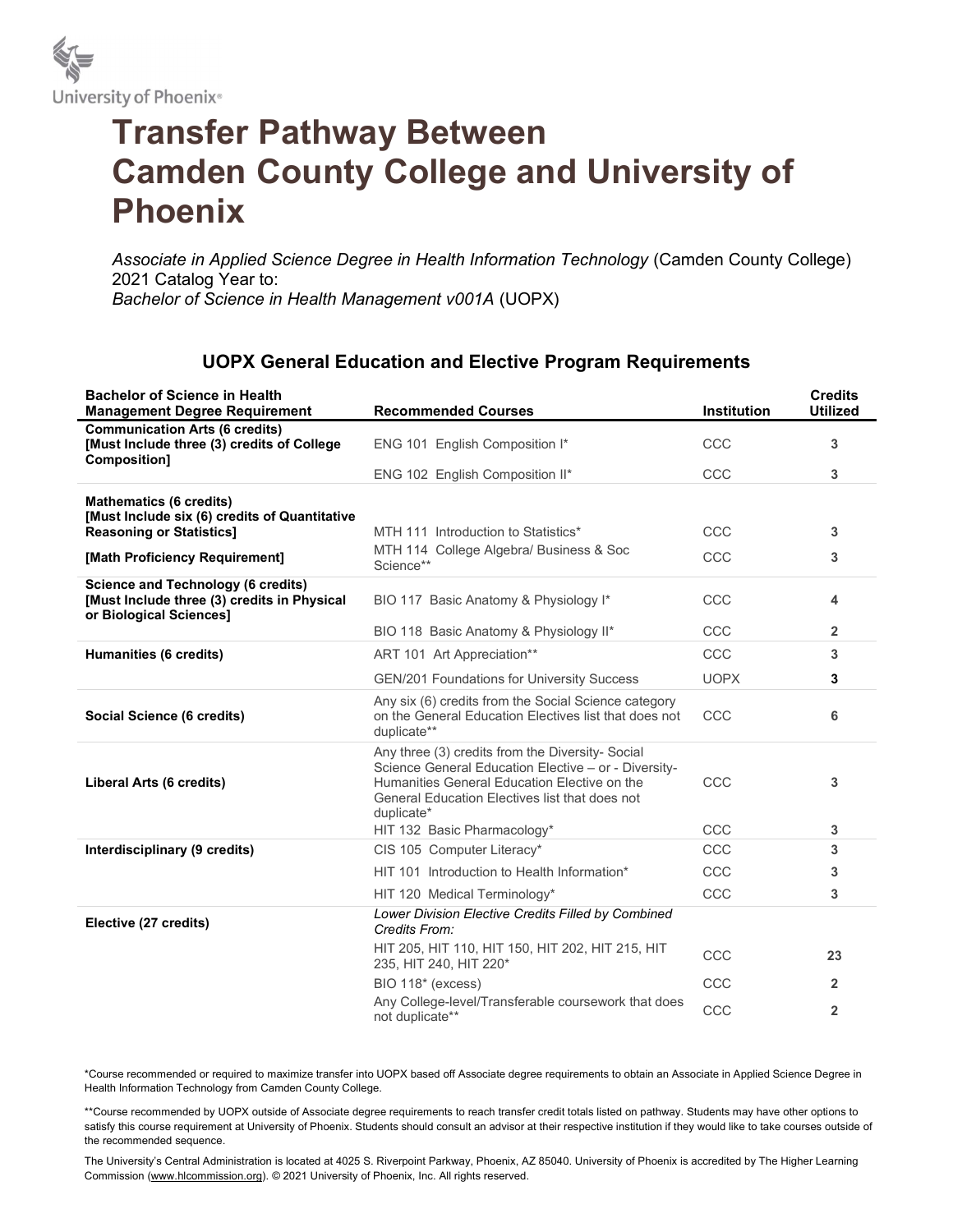University of Phoenix®

# Transfer Pathway Between Camden County College and University of Phoenix

*Associate in Applied Science Degree in Health Information Technology* (Camden County College)
2021 Catalog Year to:
*Bachelor of Science in Health Management v001A* (UOPX)

## UOPX General Education and Elective Program Requirements

| Bachelor of Science in Health Management Degree Requirement | Recommended Courses | Institution | Credits Utilized |
|---|---|---|---|
| **Communication Arts (6 credits) [Must Include three (3) credits of College Composition]** | ENG 101 English Composition I* | CCC | **3** |
| | ENG 102 English Composition II* | CCC | **3** |
| **Mathematics (6 credits) [Must Include six (6) credits of Quantitative Reasoning or Statistics]** | MTH 111 Introduction to Statistics* | CCC | **3** |
| **[Math Proficiency Requirement]** | MTH 114 College Algebra/ Business & Soc Science** | CCC | **3** |
| **Science and Technology (6 credits) [Must Include three (3) credits in Physical or Biological Sciences]** | BIO 117 Basic Anatomy & Physiology I* | CCC | **4** |
| | BIO 118 Basic Anatomy & Physiology II* | CCC | **2** |
| **Humanities (6 credits)** | ART 101 Art Appreciation** | CCC | **3** |
| | GEN/201 Foundations for University Success | UOPX | **3** |
| **Social Science (6 credits)** | Any six (6) credits from the Social Science category on the General Education Electives list that does not duplicate** | CCC | **6** |
| **Liberal Arts (6 credits)** | Any three (3) credits from the Diversity- Social Science General Education Elective – or - Diversity-Humanities General Education Elective on the General Education Electives list that does not duplicate* | CCC | **3** |
| | HIT 132 Basic Pharmacology* | CCC | **3** |
| **Interdisciplinary (9 credits)** | CIS 105 Computer Literacy* | CCC | **3** |
| | HIT 101 Introduction to Health Information* | CCC | **3** |
| | HIT 120 Medical Terminology* | CCC | **3** |
| **Elective (27 credits)** | *Lower Division Elective Credits Filled by Combined Credits From:* | | |
| | HIT 205, HIT 110, HIT 150, HIT 202, HIT 215, HIT 235, HIT 240, HIT 220* | CCC | **23** |
| | BIO 118* (excess) | CCC | **2** |
| | Any College-level/Transferable coursework that does not duplicate** | CCC | **2** |

*Course recommended or required to maximize transfer into UOPX based off Associate degree requirements to obtain an Associate in Applied Science Degree in Health Information Technology from Camden County College.

**Course recommended by UOPX outside of Associate degree requirements to reach transfer credit totals listed on pathway. Students may have other options to satisfy this course requirement at University of Phoenix. Students should consult an advisor at their respective institution if they would like to take courses outside of the recommended sequence.

The University's Central Administration is located at 4025 S. Riverpoint Parkway, Phoenix, AZ 85040. University of Phoenix is accredited by The Higher Learning Commission (www.hlcommission.org). © 2021 University of Phoenix, Inc. All rights reserved.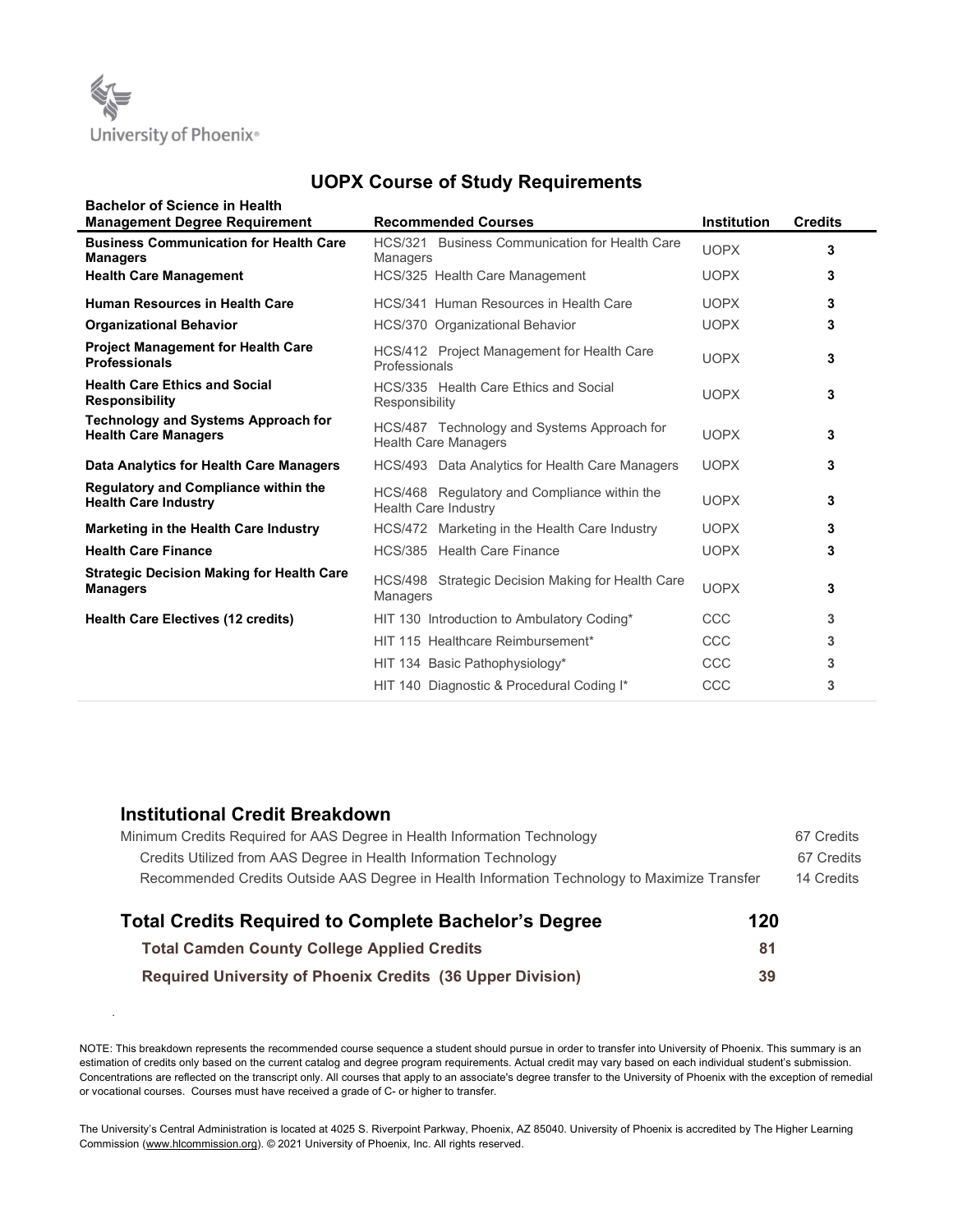University of Phoenix®

## UOPX Course of Study Requirements

| Bachelor of Science in Health Management Degree Requirement | Recommended Courses | Institution | Credits |
|---|---|---|---|
| **Business Communication for Health Care Managers** | HCS/321 Business Communication for Health Care Managers | UOPX | **3** |
| **Health Care Management** | HCS/325 Health Care Management | UOPX | **3** |
| **Human Resources in Health Care** | HCS/341 Human Resources in Health Care | UOPX | **3** |
| **Organizational Behavior** | HCS/370 Organizational Behavior | UOPX | **3** |
| **Project Management for Health Care Professionals** | HCS/412 Project Management for Health Care Professionals | UOPX | **3** |
| **Health Care Ethics and Social Responsibility** | HCS/335 Health Care Ethics and Social Responsibility | UOPX | **3** |
| **Technology and Systems Approach for Health Care Managers** | HCS/487 Technology and Systems Approach for Health Care Managers | UOPX | **3** |
| **Data Analytics for Health Care Managers** | HCS/493 Data Analytics for Health Care Managers | UOPX | **3** |
| **Regulatory and Compliance within the Health Care Industry** | HCS/468 Regulatory and Compliance within the Health Care Industry | UOPX | **3** |
| **Marketing in the Health Care Industry** | HCS/472 Marketing in the Health Care Industry | UOPX | **3** |
| **Health Care Finance** | HCS/385 Health Care Finance | UOPX | **3** |
| **Strategic Decision Making for Health Care Managers** | HCS/498 Strategic Decision Making for Health Care Managers | UOPX | **3** |
| **Health Care Electives (12 credits)** | HIT 130 Introduction to Ambulatory Coding* | CCC | 3 |
| | HIT 115 Healthcare Reimbursement* | CCC | 3 |
| | HIT 134 Basic Pathophysiology* | CCC | 3 |
| | HIT 140 Diagnostic & Procedural Coding I* | CCC | 3 |

## Institutional Credit Breakdown

| | |
|---|---|
| Minimum Credits Required for AAS Degree in Health Information Technology | 67 Credits |
| Credits Utilized from AAS Degree in Health Information Technology | 67 Credits |
| Recommended Credits Outside AAS Degree in Health Information Technology to Maximize Transfer | 14 Credits |

| | |
|---|---|
| **Total Credits Required to Complete Bachelor's Degree** | **120** |
| **Total Camden County College Applied Credits** | **81** |
| **Required University of Phoenix Credits (36 Upper Division)** | **39** |

NOTE: This breakdown represents the recommended course sequence a student should pursue in order to transfer into University of Phoenix. This summary is an estimation of credits only based on the current catalog and degree program requirements. Actual credit may vary based on each individual student's submission. Concentrations are reflected on the transcript only. All courses that apply to an associate's degree transfer to the University of Phoenix with the exception of remedial or vocational courses. Courses must have received a grade of C- or higher to transfer.

The University's Central Administration is located at 4025 S. Riverpoint Parkway, Phoenix, AZ 85040. University of Phoenix is accredited by The Higher Learning Commission (www.hlcommission.org). © 2021 University of Phoenix, Inc. All rights reserved.